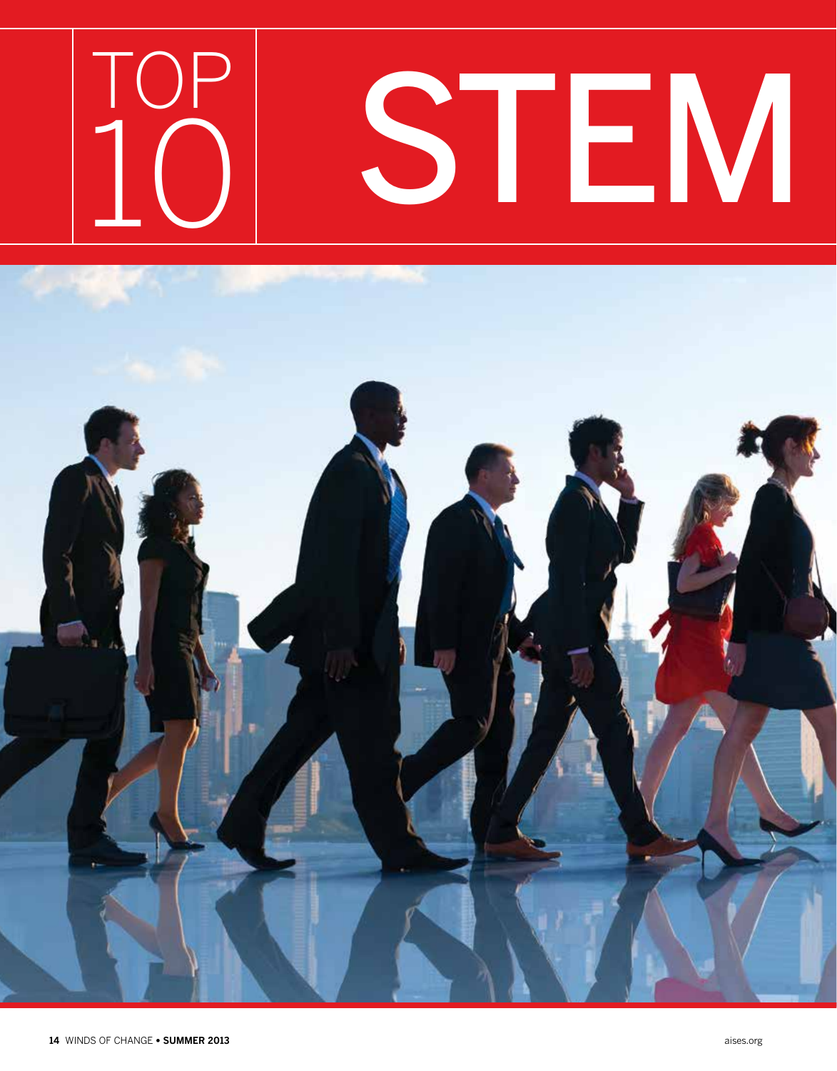# TOP 10 STEM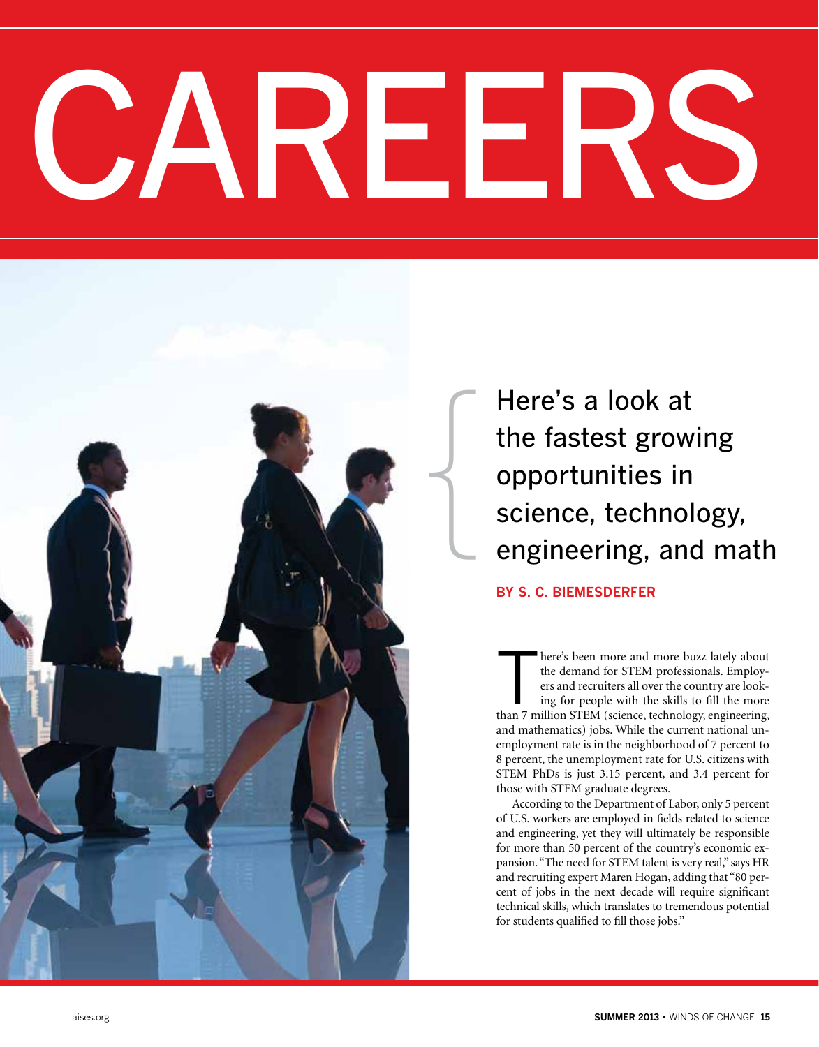# CAREERS

## Here's a look at the fastest growing opportunities in science, technology, engineering, and math

**BY S. C. BIEMESDERFER**

There's been more and more buzz lately about the demand for STEM professionals. Employers and recruiters all over the country are looking for people with the skills to fill the more than 7 million STEM (science, technology, engineering, and mathematics) jobs. While the current national unemployment rate is in the neighborhood of 7 percent to 8 percent, the unemployment rate for U.S. citizens with STEM PhDs is just 3.15 percent, and 3.4 percent for those with STEM graduate degrees.

According to the Department of Labor, only 5 percent of U.S. workers are employed in fields related to science and engineering, yet they will ultimately be responsible for more than 50 percent of the country's economic expansion. "The need for STEM talent is very real," says HR and recruiting expert Maren Hogan, adding that "80 percent of jobs in the next decade will require significant technical skills, which translates to tremendous potential for students qualified to fill those jobs."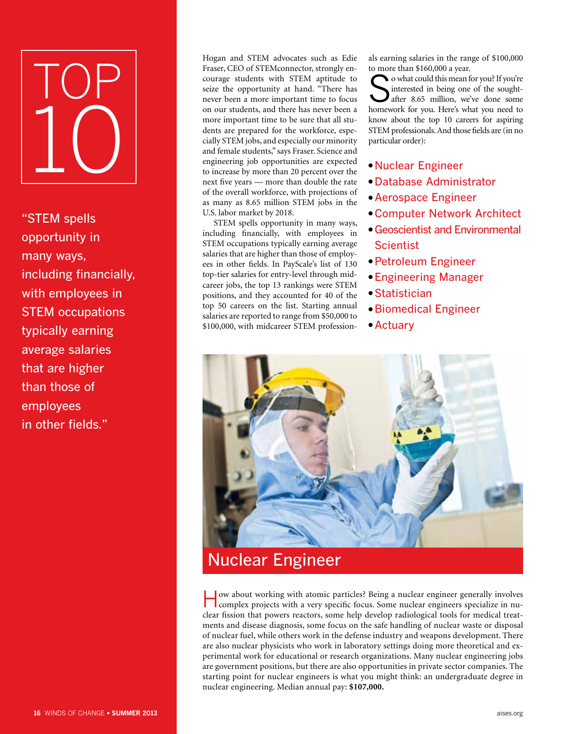# TOP 10

"STEM spells opportunity in many ways, including financially, with employees in STEM occupations typically earning average salaries that are higher than those of employees in other fields."

Hogan and STEM advocates such as Edie Fraser, CEO of STEMconnector, strongly encourage students with STEM aptitude to seize the opportunity at hand. "There has never been a more important time to focus on our students, and there has never been a more important time to be sure that all students are prepared for the workforce, especially STEM jobs, and especially our minority and female students," says Fraser. Science and engineering job opportunities are expected to increase by more than 20 percent over the next five years — more than double the rate of the overall workforce, with projections of as many as 8.65 million STEM jobs in the U.S. labor market by 2018.

STEM spells opportunity in many ways, including financially, with employees in STEM occupations typically earning average salaries that are higher than those of employees in other fields. In PayScale's list of 130 top-tier salaries for entry-level through midcareer jobs, the top 13 rankings were STEM positions, and they accounted for 40 of the top 50 careers on the list. Starting annual salaries are reported to range from $50,000 to $100,000, with midcareer STEM professionals earning salaries in the range of $100,000 to more than $160,000 a year.

So what could this mean for you? If you're interested in being one of the sought-after 8.65 million, we've done some homework for you. Here's what you need to know about the top 10 careers for aspiring STEM professionals. And those fields are (in no particular order):

- Nuclear Engineer
- Database Administrator
- Aerospace Engineer
- Computer Network Architect
- Geoscientist and Environmental Scientist
- Petroleum Engineer
- Engineering Manager
- Statistician
- Biomedical Engineer
- Actuary

## Nuclear Engineer

How about working with atomic particles? Being a nuclear engineer generally involves complex projects with a very specific focus. Some nuclear engineers specialize in nuclear fission that powers reactors, some help develop radiological tools for medical treatments and disease diagnosis, some focus on the safe handling of nuclear waste or disposal of nuclear fuel, while others work in the defense industry and weapons development. There are also nuclear physicists who work in laboratory settings doing more theoretical and experimental work for educational or research organizations. Many nuclear engineering jobs are government positions, but there are also opportunities in private sector companies. The starting point for nuclear engineers is what you might think: an undergraduate degree in nuclear engineering. Median annual pay: **$107,000.**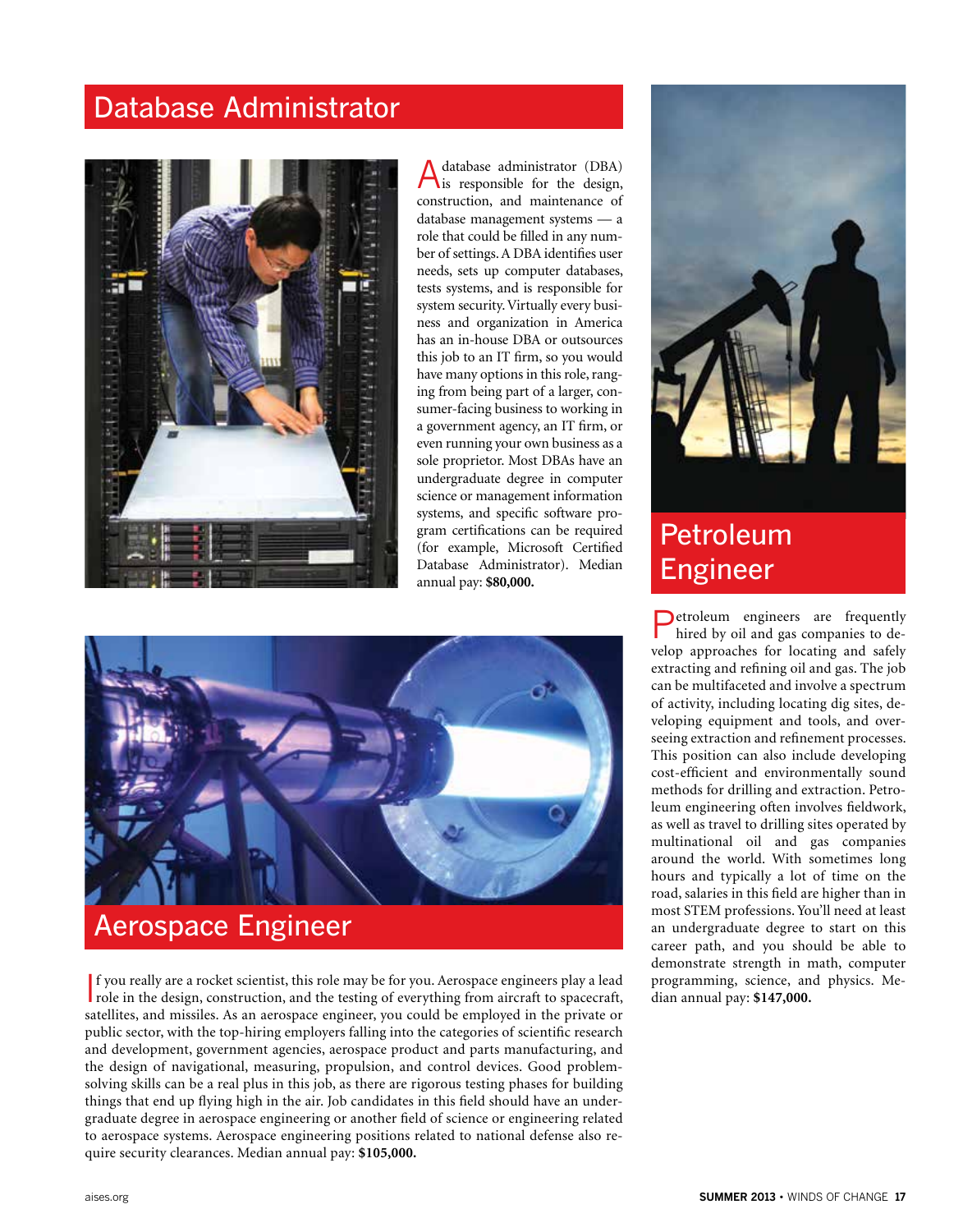## Database Administrator

A database administrator (DBA) is responsible for the design, construction, and maintenance of database management systems — a role that could be filled in any number of settings. A DBA identifies user needs, sets up computer databases, tests systems, and is responsible for system security. Virtually every business and organization in America has an in-house DBA or outsources this job to an IT firm, so you would have many options in this role, ranging from being part of a larger, consumer-facing business to working in a government agency, an IT firm, or even running your own business as a sole proprietor. Most DBAs have an undergraduate degree in computer science or management information systems, and specific software program certifications can be required (for example, Microsoft Certified Database Administrator). Median annual pay: **$80,000.**

## Aerospace Engineer

If you really are a rocket scientist, this role may be for you. Aerospace engineers play a lead role in the design, construction, and the testing of everything from aircraft to spacecraft, satellites, and missiles. As an aerospace engineer, you could be employed in the private or public sector, with the top-hiring employers falling into the categories of scientific research and development, government agencies, aerospace product and parts manufacturing, and the design of navigational, measuring, propulsion, and control devices. Good problem-solving skills can be a real plus in this job, as there are rigorous testing phases for building things that end up flying high in the air. Job candidates in this field should have an undergraduate degree in aerospace engineering or another field of science or engineering related to aerospace systems. Aerospace engineering positions related to national defense also require security clearances. Median annual pay: **$105,000.**

## Petroleum Engineer

Petroleum engineers are frequently hired by oil and gas companies to develop approaches for locating and safely extracting and refining oil and gas. The job can be multifaceted and involve a spectrum of activity, including locating dig sites, developing equipment and tools, and overseeing extraction and refinement processes. This position can also include developing cost-efficient and environmentally sound methods for drilling and extraction. Petroleum engineering often involves fieldwork, as well as travel to drilling sites operated by multinational oil and gas companies around the world. With sometimes long hours and typically a lot of time on the road, salaries in this field are higher than in most STEM professions. You'll need at least an undergraduate degree to start on this career path, and you should be able to demonstrate strength in math, computer programming, science, and physics. Median annual pay: **$147,000.**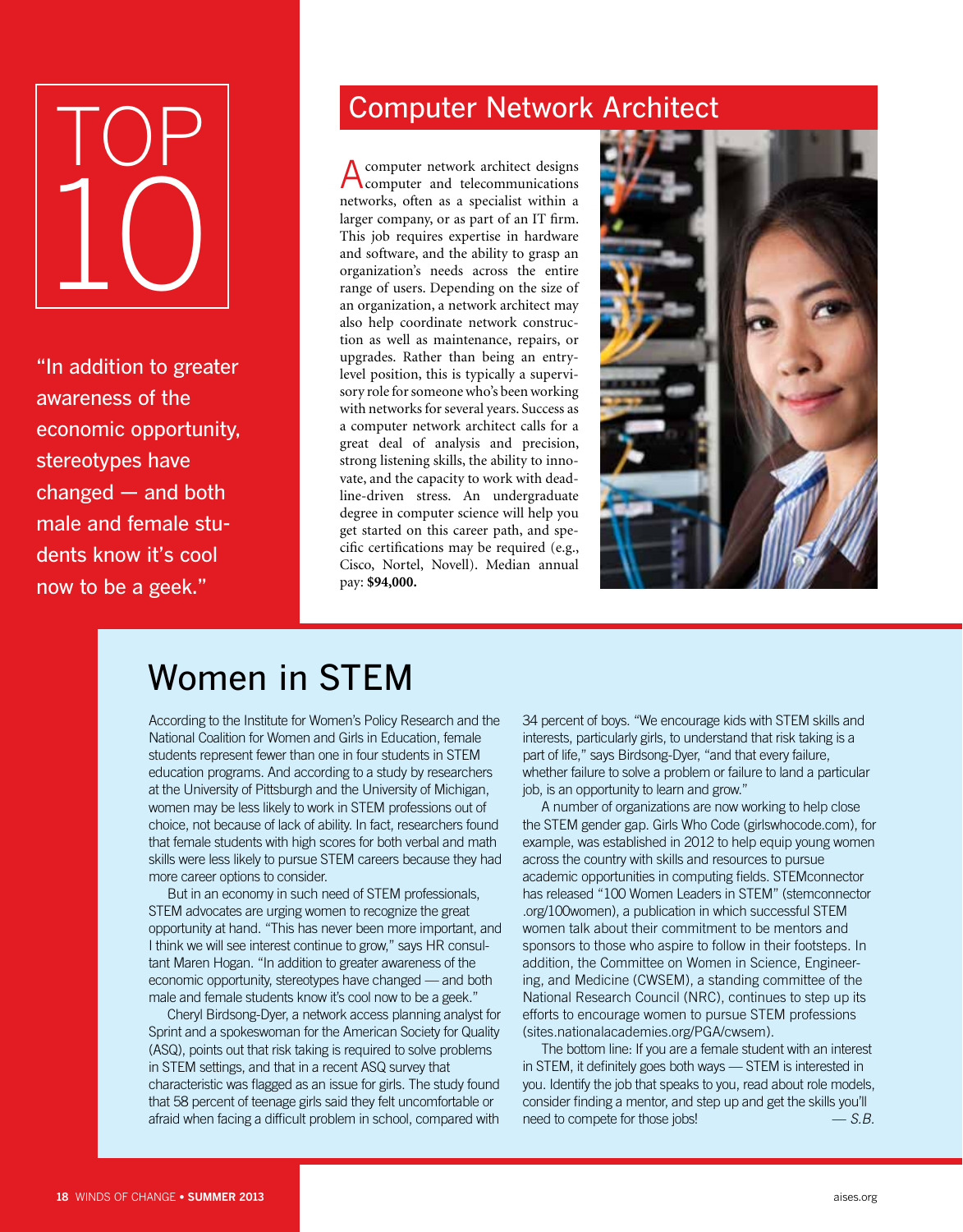# TOP 10

"In addition to greater awareness of the economic opportunity, stereotypes have changed — and both male and female students know it's cool now to be a geek."

## Computer Network Architect

A computer network architect designs computer and telecommunications networks, often as a specialist within a larger company, or as part of an IT firm. This job requires expertise in hardware and software, and the ability to grasp an organization's needs across the entire range of users. Depending on the size of an organization, a network architect may also help coordinate network construction as well as maintenance, repairs, or upgrades. Rather than being an entry-level position, this is typically a supervisory role for someone who's been working with networks for several years. Success as a computer network architect calls for a great deal of analysis and precision, strong listening skills, the ability to innovate, and the capacity to work with deadline-driven stress. An undergraduate degree in computer science will help you get started on this career path, and specific certifications may be required (e.g., Cisco, Nortel, Novell). Median annual pay: **$94,000.**

## Women in STEM

According to the Institute for Women's Policy Research and the National Coalition for Women and Girls in Education, female students represent fewer than one in four students in STEM education programs. And according to a study by researchers at the University of Pittsburgh and the University of Michigan, women may be less likely to work in STEM professions out of choice, not because of lack of ability. In fact, researchers found that female students with high scores for both verbal and math skills were less likely to pursue STEM careers because they had more career options to consider.

But in an economy in such need of STEM professionals, STEM advocates are urging women to recognize the great opportunity at hand. "This has never been more important, and I think we will see interest continue to grow," says HR consultant Maren Hogan. "In addition to greater awareness of the economic opportunity, stereotypes have changed — and both male and female students know it's cool now to be a geek."

Cheryl Birdsong-Dyer, a network access planning analyst for Sprint and a spokeswoman for the American Society for Quality (ASQ), points out that risk taking is required to solve problems in STEM settings, and that in a recent ASQ survey that characteristic was flagged as an issue for girls. The study found that 58 percent of teenage girls said they felt uncomfortable or afraid when facing a difficult problem in school, compared with 34 percent of boys. "We encourage kids with STEM skills and interests, particularly girls, to understand that risk taking is a part of life," says Birdsong-Dyer, "and that every failure, whether failure to solve a problem or failure to land a particular job, is an opportunity to learn and grow."

A number of organizations are now working to help close the STEM gender gap. Girls Who Code (girlswhocode.com), for example, was established in 2012 to help equip young women across the country with skills and resources to pursue academic opportunities in computing fields. STEMconnector has released "100 Women Leaders in STEM" (stemconnector.org/100women), a publication in which successful STEM women talk about their commitment to be mentors and sponsors to those who aspire to follow in their footsteps. In addition, the Committee on Women in Science, Engineering, and Medicine (CWSEM), a standing committee of the National Research Council (NRC), continues to step up its efforts to encourage women to pursue STEM professions (sites.nationalacademies.org/PGA/cwsem).

The bottom line: If you are a female student with an interest in STEM, it definitely goes both ways — STEM is interested in you. Identify the job that speaks to you, read about role models, consider finding a mentor, and step up and get the skills you'll need to compete for those jobs! *— S.B.*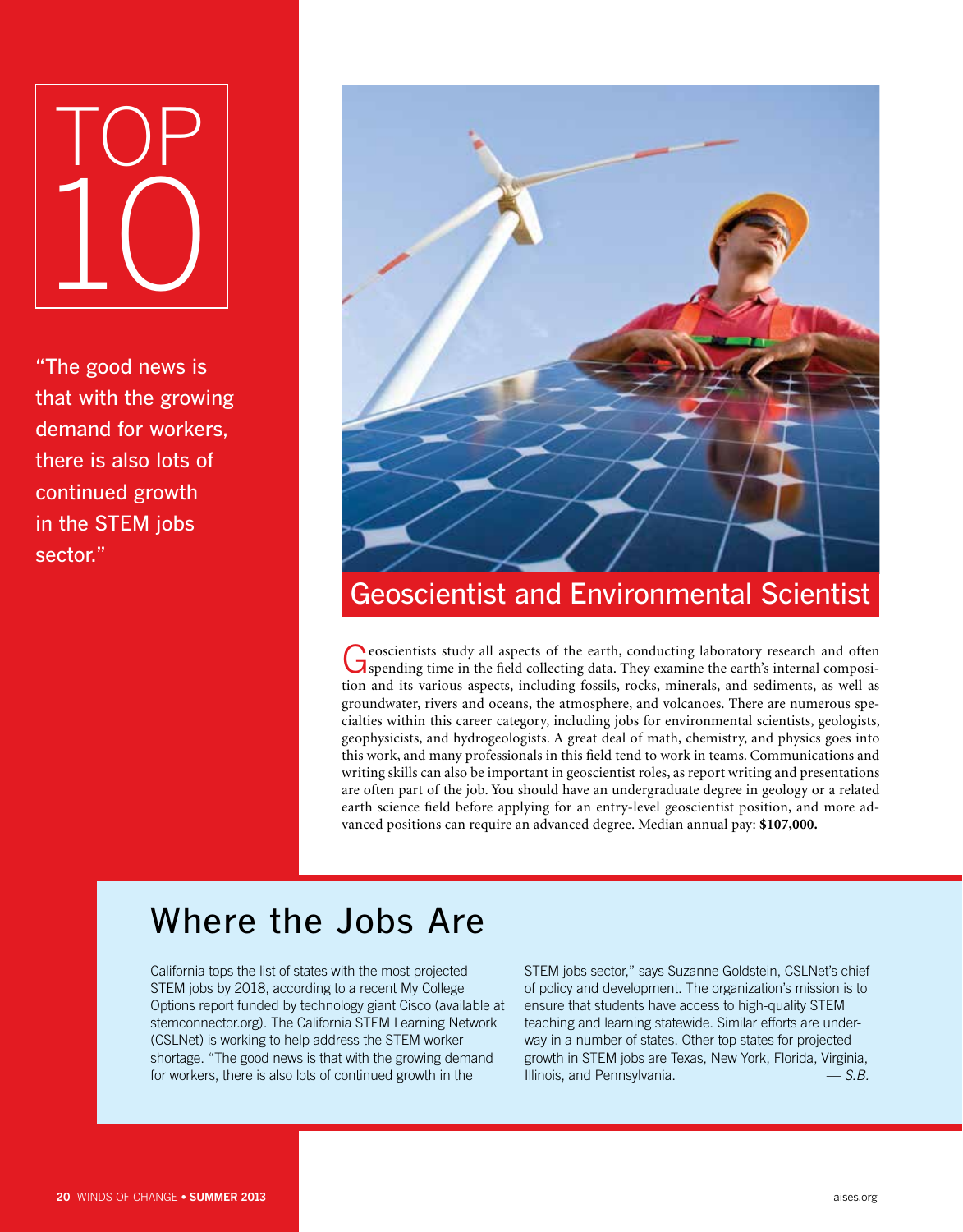# TOP 10

"The good news is that with the growing demand for workers, there is also lots of continued growth in the STEM jobs sector."

## Geoscientist and Environmental Scientist

Geoscientists study all aspects of the earth, conducting laboratory research and often spending time in the field collecting data. They examine the earth's internal composition and its various aspects, including fossils, rocks, minerals, and sediments, as well as groundwater, rivers and oceans, the atmosphere, and volcanoes. There are numerous specialties within this career category, including jobs for environmental scientists, geologists, geophysicists, and hydrogeologists. A great deal of math, chemistry, and physics goes into this work, and many professionals in this field tend to work in teams. Communications and writing skills can also be important in geoscientist roles, as report writing and presentations are often part of the job. You should have an undergraduate degree in geology or a related earth science field before applying for an entry-level geoscientist position, and more advanced positions can require an advanced degree. Median annual pay: **$107,000.**

## Where the Jobs Are

California tops the list of states with the most projected STEM jobs by 2018, according to a recent My College Options report funded by technology giant Cisco (available at stemconnector.org). The California STEM Learning Network (CSLNet) is working to help address the STEM worker shortage. "The good news is that with the growing demand for workers, there is also lots of continued growth in the STEM jobs sector," says Suzanne Goldstein, CSLNet's chief of policy and development. The organization's mission is to ensure that students have access to high-quality STEM teaching and learning statewide. Similar efforts are underway in a number of states. Other top states for projected growth in STEM jobs are Texas, New York, Florida, Virginia, Illinois, and Pennsylvania. *— S.B.*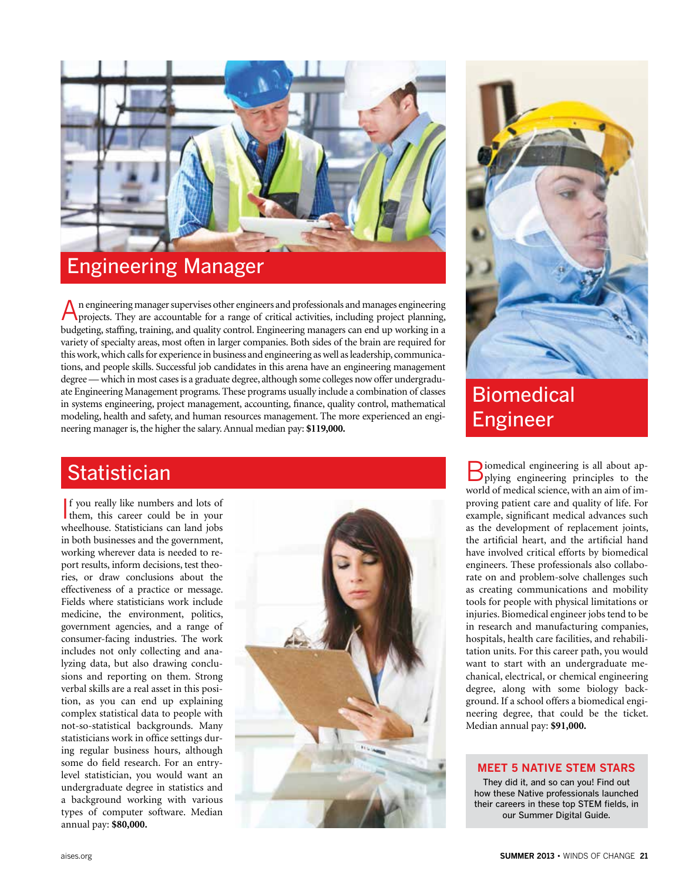## Engineering Manager

An engineering manager supervises other engineers and professionals and manages engineering projects. They are accountable for a range of critical activities, including project planning, budgeting, staffing, training, and quality control. Engineering managers can end up working in a variety of specialty areas, most often in larger companies. Both sides of the brain are required for this work, which calls for experience in business and engineering as well as leadership, communications, and people skills. Successful job candidates in this arena have an engineering management degree — which in most cases is a graduate degree, although some colleges now offer undergraduate Engineering Management programs. These programs usually include a combination of classes in systems engineering, project management, accounting, finance, quality control, mathematical modeling, health and safety, and human resources management. The more experienced an engineering manager is, the higher the salary. Annual median pay: **$119,000.**

## Statistician

If you really like numbers and lots of them, this career could be in your wheelhouse. Statisticians can land jobs in both businesses and the government, working wherever data is needed to report results, inform decisions, test theories, or draw conclusions about the effectiveness of a practice or message. Fields where statisticians work include medicine, the environment, politics, government agencies, and a range of consumer-facing industries. The work includes not only collecting and analyzing data, but also drawing conclusions and reporting on them. Strong verbal skills are a real asset in this position, as you can end up explaining complex statistical data to people with not-so-statistical backgrounds. Many statisticians work in office settings during regular business hours, although some do field research. For an entry-level statistician, you would want an undergraduate degree in statistics and a background working with various types of computer software. Median annual pay: **$80,000.**

## Biomedical Engineer

Biomedical engineering is all about applying engineering principles to the world of medical science, with an aim of improving patient care and quality of life. For example, significant medical advances such as the development of replacement joints, the artificial heart, and the artificial hand have involved critical efforts by biomedical engineers. These professionals also collaborate on and problem-solve challenges such as creating communications and mobility tools for people with physical limitations or injuries. Biomedical engineer jobs tend to be in research and manufacturing companies, hospitals, health care facilities, and rehabilitation units. For this career path, you would want to start with an undergraduate mechanical, electrical, or chemical engineering degree, along with some biology background. If a school offers a biomedical engineering degree, that could be the ticket. Median annual pay: **$91,000.**

**MEET 5 NATIVE STEM STARS**

They did it, and so can you! Find out how these Native professionals launched their careers in these top STEM fields, in our Summer Digital Guide.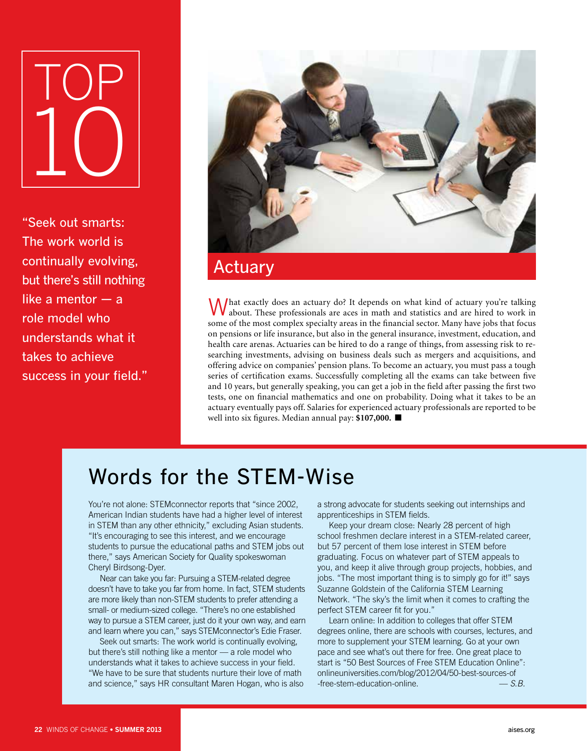# TOP 10

"Seek out smarts: The work world is continually evolving, but there's still nothing like a mentor — a role model who understands what it takes to achieve success in your field."

## Actuary

What exactly does an actuary do? It depends on what kind of actuary you're talking about. These professionals are aces in math and statistics and are hired to work in some of the most complex specialty areas in the financial sector. Many have jobs that focus on pensions or life insurance, but also in the general insurance, investment, education, and health care arenas. Actuaries can be hired to do a range of things, from assessing risk to researching investments, advising on business deals such as mergers and acquisitions, and offering advice on companies' pension plans. To become an actuary, you must pass a tough series of certification exams. Successfully completing all the exams can take between five and 10 years, but generally speaking, you can get a job in the field after passing the first two tests, one on financial mathematics and one on probability. Doing what it takes to be an actuary eventually pays off. Salaries for experienced actuary professionals are reported to be well into six figures. Median annual pay: **$107,000.** ■

## Words for the STEM-Wise

You're not alone: STEMconnector reports that "since 2002, American Indian students have had a higher level of interest in STEM than any other ethnicity," excluding Asian students. "It's encouraging to see this interest, and we encourage students to pursue the educational paths and STEM jobs out there," says American Society for Quality spokeswoman Cheryl Birdsong-Dyer.

Near can take you far: Pursuing a STEM-related degree doesn't have to take you far from home. In fact, STEM students are more likely than non-STEM students to prefer attending a small- or medium-sized college. "There's no one established way to pursue a STEM career, just do it your own way, and earn and learn where you can," says STEMconnector's Edie Fraser.

Seek out smarts: The work world is continually evolving, but there's still nothing like a mentor — a role model who understands what it takes to achieve success in your field. "We have to be sure that students nurture their love of math and science," says HR consultant Maren Hogan, who is also a strong advocate for students seeking out internships and apprenticeships in STEM fields.

Keep your dream close: Nearly 28 percent of high school freshmen declare interest in a STEM-related career, but 57 percent of them lose interest in STEM before graduating. Focus on whatever part of STEM appeals to you, and keep it alive through group projects, hobbies, and jobs. "The most important thing is to simply go for it!" says Suzanne Goldstein of the California STEM Learning Network. "The sky's the limit when it comes to crafting the perfect STEM career fit for you."

Learn online: In addition to colleges that offer STEM degrees online, there are schools with courses, lectures, and more to supplement your STEM learning. Go at your own pace and see what's out there for free. One great place to start is "50 Best Sources of Free STEM Education Online": onlineuniversities.com/blog/2012/04/50-best-sources-of-free-stem-education-online. — *S.B.*